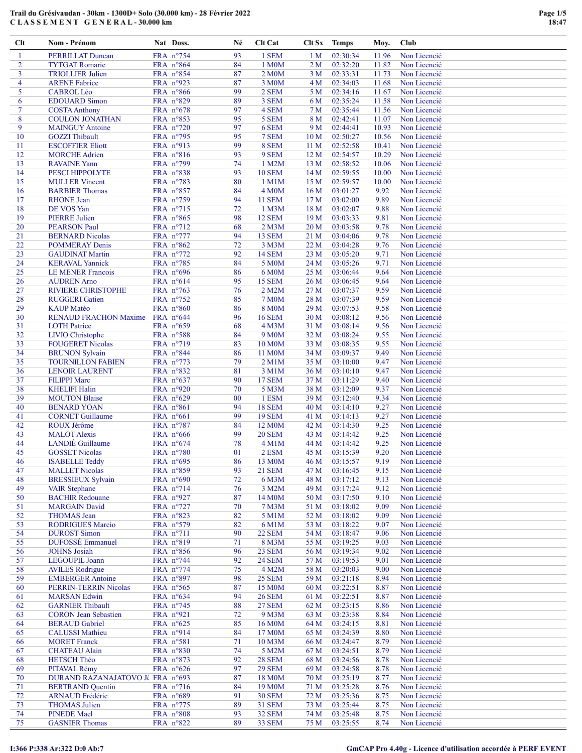# Trail du Grésivaudan - 30km - 1300D+ Solo (30.000 km) - 28 Février 2022

## C L A S S E M E N T G E N E R A L - 30.000 km

| Clt | Nom - Prénom | Nat | Doss. | Né | Clt Cat | Clt Sx | Temps | Moy. | Club |
|---|---|---|---|---|---|---|---|---|---|
| 1 | PERRILLAT Duncan | FRA | n°754 | 93 | 1 SEM | 1 M | 02:30:34 | 11.96 | Non Licencié |
| 2 | TYTGAT Romaric | FRA | n°864 | 84 | 1 M0M | 2 M | 02:32:20 | 11.82 | Non Licencié |
| 3 | TRIOLLIER Julien | FRA | n°854 | 87 | 2 M0M | 3 M | 02:33:31 | 11.73 | Non Licencié |
| 4 | ARENE Fabrice | FRA | n°923 | 87 | 3 M0M | 4 M | 02:34:03 | 11.68 | Non Licencié |
| 5 | CABROL Léo | FRA | n°866 | 99 | 2 SEM | 5 M | 02:34:16 | 11.67 | Non Licencié |
| 6 | EDOUARD Simon | FRA | n°829 | 89 | 3 SEM | 6 M | 02:35:24 | 11.58 | Non Licencié |
| 7 | COSTA Anthony | FRA | n°678 | 97 | 4 SEM | 7 M | 02:35:44 | 11.56 | Non Licencié |
| 8 | COULON JONATHAN | FRA | n°853 | 95 | 5 SEM | 8 M | 02:42:41 | 11.07 | Non Licencié |
| 9 | MAINGUY Antoine | FRA | n°720 | 97 | 6 SEM | 9 M | 02:44:41 | 10.93 | Non Licencié |
| 10 | GOZZI Thibault | FRA | n°795 | 95 | 7 SEM | 10 M | 02:50:27 | 10.56 | Non Licencié |
| 11 | ESCOFFIER Eliott | FRA | n°913 | 99 | 8 SEM | 11 M | 02:52:58 | 10.41 | Non Licencié |
| 12 | MORCHE Adrien | FRA | n°816 | 93 | 9 SEM | 12 M | 02:54:57 | 10.29 | Non Licencié |
| 13 | RAVAINE Yann | FRA | n°799 | 74 | 1 M2M | 13 M | 02:58:52 | 10.06 | Non Licencié |
| 14 | PESCI HIPPOLYTE | FRA | n°838 | 93 | 10 SEM | 14 M | 02:59:55 | 10.00 | Non Licencié |
| 15 | MULLER Vincent | FRA | n°783 | 80 | 1 M1M | 15 M | 02:59:57 | 10.00 | Non Licencié |
| 16 | BARBIER Thomas | FRA | n°857 | 84 | 4 M0M | 16 M | 03:01:27 | 9.92 | Non Licencié |
| 17 | RHONE Jean | FRA | n°759 | 94 | 11 SEM | 17 M | 03:02:00 | 9.89 | Non Licencié |
| 18 | DE VOS Yan | FRA | n°715 | 72 | 1 M3M | 18 M | 03:02:07 | 9.88 | Non Licencié |
| 19 | PIERRE Julien | FRA | n°865 | 98 | 12 SEM | 19 M | 03:03:33 | 9.81 | Non Licencié |
| 20 | PEARSON Paul | FRA | n°712 | 68 | 2 M3M | 20 M | 03:03:58 | 9.78 | Non Licencié |
| 21 | BERNARD Nicolas | FRA | n°777 | 94 | 13 SEM | 21 M | 03:04:06 | 9.78 | Non Licencié |
| 22 | POMMERAY Denis | FRA | n°862 | 72 | 3 M3M | 22 M | 03:04:28 | 9.76 | Non Licencié |
| 23 | GAUDINAT Martin | FRA | n°772 | 92 | 14 SEM | 23 M | 03:05:20 | 9.71 | Non Licencié |
| 24 | KERAVAL Yannick | FRA | n°785 | 84 | 5 M0M | 24 M | 03:05:26 | 9.71 | Non Licencié |
| 25 | LE MENER Francois | FRA | n°696 | 86 | 6 M0M | 25 M | 03:06:44 | 9.64 | Non Licencié |
| 26 | AUDREN Arno | FRA | n°614 | 95 | 15 SEM | 26 M | 03:06:45 | 9.64 | Non Licencié |
| 27 | RIVIERE CHRISTOPHE | FRA | n°763 | 76 | 2 M2M | 27 M | 03:07:37 | 9.59 | Non Licencié |
| 28 | RUGGERI Gatien | FRA | n°752 | 85 | 7 M0M | 28 M | 03:07:39 | 9.59 | Non Licencié |
| 29 | KAUP Matéo | FRA | n°860 | 86 | 8 M0M | 29 M | 03:07:53 | 9.58 | Non Licencié |
| 30 | RENAUD FRACHON Maxime | FRA | n°644 | 96 | 16 SEM | 30 M | 03:08:12 | 9.56 | Non Licencié |
| 31 | LOTH Patrice | FRA | n°659 | 68 | 4 M3M | 31 M | 03:08:14 | 9.56 | Non Licencié |
| 32 | LIVIO Christophe | FRA | n°588 | 84 | 9 M0M | 32 M | 03:08:24 | 9.55 | Non Licencié |
| 33 | FOUGERET Nicolas | FRA | n°719 | 83 | 10 M0M | 33 M | 03:08:35 | 9.55 | Non Licencié |
| 34 | BRUNON Sylvain | FRA | n°844 | 86 | 11 M0M | 34 M | 03:09:37 | 9.49 | Non Licencié |
| 35 | TOURNILLON FABIEN | FRA | n°773 | 79 | 2 M1M | 35 M | 03:10:00 | 9.47 | Non Licencié |
| 36 | LENOIR LAURENT | FRA | n°832 | 81 | 3 M1M | 36 M | 03:10:10 | 9.47 | Non Licencié |
| 37 | FILIPPI Marc | FRA | n°637 | 90 | 17 SEM | 37 M | 03:11:29 | 9.40 | Non Licencié |
| 38 | KHELIFI Halin | FRA | n°920 | 70 | 5 M3M | 38 M | 03:12:09 | 9.37 | Non Licencié |
| 39 | MOUTON Blaise | FRA | n°629 | 00 | 1 ESM | 39 M | 03:12:40 | 9.34 | Non Licencié |
| 40 | BENARD YOAN | FRA | n°861 | 94 | 18 SEM | 40 M | 03:14:10 | 9.27 | Non Licencié |
| 41 | CORNET Guillaume | FRA | n°661 | 99 | 19 SEM | 41 M | 03:14:13 | 9.27 | Non Licencié |
| 42 | ROUX Jérôme | FRA | n°787 | 84 | 12 M0M | 42 M | 03:14:30 | 9.25 | Non Licencié |
| 43 | MALOT Alexis | FRA | n°666 | 99 | 20 SEM | 43 M | 03:14:42 | 9.25 | Non Licencié |
| 44 | LANDIÉ Guillaume | FRA | n°674 | 78 | 4 M1M | 44 M | 03:14:42 | 9.25 | Non Licencié |
| 45 | GOSSET Nicolas | FRA | n°780 | 01 | 2 ESM | 45 M | 03:15:39 | 9.20 | Non Licencié |
| 46 | ISABELLE Teddy | FRA | n°695 | 86 | 13 M0M | 46 M | 03:15:57 | 9.19 | Non Licencié |
| 47 | MALLET Nicolas | FRA | n°859 | 93 | 21 SEM | 47 M | 03:16:45 | 9.15 | Non Licencié |
| 48 | BRESSIEUX Sylvain | FRA | n°690 | 72 | 6 M3M | 48 M | 03:17:12 | 9.13 | Non Licencié |
| 49 | VAIR Stephane | FRA | n°714 | 76 | 3 M2M | 49 M | 03:17:24 | 9.12 | Non Licencié |
| 50 | BACHIR Redouane | FRA | n°927 | 87 | 14 M0M | 50 M | 03:17:50 | 9.10 | Non Licencié |
| 51 | MARGAIN David | FRA | n°727 | 70 | 7 M3M | 51 M | 03:18:02 | 9.09 | Non Licencié |
| 52 | THOMAS Jean | FRA | n°823 | 82 | 5 M1M | 52 M | 03:18:02 | 9.09 | Non Licencié |
| 53 | RODRIGUES Marcio | FRA | n°579 | 82 | 6 M1M | 53 M | 03:18:22 | 9.07 | Non Licencié |
| 54 | DUROST Simon | FRA | n°711 | 90 | 22 SEM | 54 M | 03:18:47 | 9.06 | Non Licencié |
| 55 | DUFOSSÉ Emmanuel | FRA | n°819 | 71 | 8 M3M | 55 M | 03:19:25 | 9.03 | Non Licencié |
| 56 | JOHNS Josiah | FRA | n°856 | 96 | 23 SEM | 56 M | 03:19:34 | 9.02 | Non Licencié |
| 57 | LEGOUPIL Joann | FRA | n°744 | 92 | 24 SEM | 57 M | 03:19:53 | 9.01 | Non Licencié |
| 58 | AVILES Rodrigue | FRA | n°774 | 75 | 4 M2M | 58 M | 03:20:03 | 9.00 | Non Licencié |
| 59 | EMBERGER Antoine | FRA | n°897 | 98 | 25 SEM | 59 M | 03:21:18 | 8.94 | Non Licencié |
| 60 | PERRIN-TERRIN Nicolas | FRA | n°565 | 87 | 15 M0M | 60 M | 03:22:51 | 8.87 | Non Licencié |
| 61 | MARSAN Edwin | FRA | n°634 | 94 | 26 SEM | 61 M | 03:22:51 | 8.87 | Non Licencié |
| 62 | GARNIER Thibault | FRA | n°745 | 88 | 27 SEM | 62 M | 03:23:15 | 8.86 | Non Licencié |
| 63 | CORON Jean Sebastien | FRA | n°921 | 72 | 9 M3M | 63 M | 03:23:38 | 8.84 | Non Licencié |
| 64 | BERAUD Gabriel | FRA | n°625 | 85 | 16 M0M | 64 M | 03:24:15 | 8.81 | Non Licencié |
| 65 | CALUSSI Mathieu | FRA | n°914 | 84 | 17 M0M | 65 M | 03:24:39 | 8.80 | Non Licencié |
| 66 | MORET Franck | FRA | n°581 | 71 | 10 M3M | 66 M | 03:24:47 | 8.79 | Non Licencié |
| 67 | CHATEAU Alain | FRA | n°830 | 74 | 5 M2M | 67 M | 03:24:51 | 8.79 | Non Licencié |
| 68 | HETSCH Théo | FRA | n°873 | 92 | 28 SEM | 68 M | 03:24:56 | 8.78 | Non Licencié |
| 69 | PITAVAL Rémy | FRA | n°626 | 97 | 29 SEM | 69 M | 03:24:58 | 8.78 | Non Licencié |
| 70 | DURAND RAZANAJATOVO J( | FRA | n°693 | 87 | 18 M0M | 70 M | 03:25:19 | 8.77 | Non Licencié |
| 71 | BERTRAND Quentin | FRA | n°716 | 84 | 19 M0M | 71 M | 03:25:28 | 8.76 | Non Licencié |
| 72 | ARNAUD Frédéric | FRA | n°689 | 91 | 30 SEM | 72 M | 03:25:36 | 8.75 | Non Licencié |
| 73 | THOMAS Julien | FRA | n°775 | 89 | 31 SEM | 73 M | 03:25:44 | 8.75 | Non Licencié |
| 74 | PINEDE Mael | FRA | n°808 | 93 | 32 SEM | 74 M | 03:25:48 | 8.75 | Non Licencié |
| 75 | GASNIER Thomas | FRA | n°822 | 89 | 33 SEM | 75 M | 03:25:55 | 8.74 | Non Licencié |

I:366 P:338 Ar:322 D:0 Ab:7

GmCAP Pro 4.40g - Licence d'utilisation accordée à PERF EVENT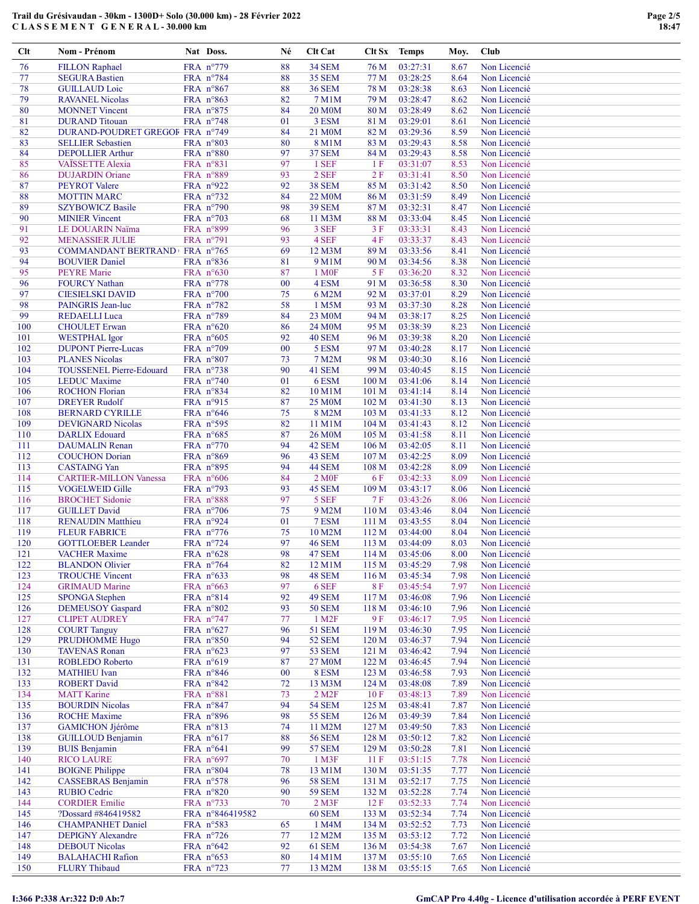Trail du Grésivaudan - 30km - 1300D+ Solo (30.000 km) - 28 Février 2022
C L A S S E M E N T G E N E R A L - 30.000 km

| Clt | Nom - Prénom | Nat | Doss. | Né | Clt Cat | Clt Sx | Temps | Moy. | Club |
|---|---|---|---|---|---|---|---|---|---|
| 76 | FILLON Raphael | FRA | n°779 | 88 | 34 SEM | 76 M | 03:27:31 | 8.67 | Non Licencié |
| 77 | SEGURA Bastien | FRA | n°784 | 88 | 35 SEM | 77 M | 03:28:25 | 8.64 | Non Licencié |
| 78 | GUILLAUD Loic | FRA | n°867 | 88 | 36 SEM | 78 M | 03:28:38 | 8.63 | Non Licencié |
| 79 | RAVANEL Nicolas | FRA | n°863 | 82 | 7 M1M | 79 M | 03:28:47 | 8.62 | Non Licencié |
| 80 | MONNET Vincent | FRA | n°875 | 84 | 20 M0M | 80 M | 03:28:49 | 8.62 | Non Licencié |
| 81 | DURAND Titouan | FRA | n°748 | 01 | 3 ESM | 81 M | 03:29:01 | 8.61 | Non Licencié |
| 82 | DURAND-POUDRET GREGOF | FRA | n°749 | 84 | 21 M0M | 82 M | 03:29:36 | 8.59 | Non Licencié |
| 83 | SELLIER Sebastien | FRA | n°803 | 80 | 8 M1M | 83 M | 03:29:43 | 8.58 | Non Licencié |
| 84 | DEPOLLIER Arthur | FRA | n°880 | 97 | 37 SEM | 84 M | 03:29:43 | 8.58 | Non Licencié |
| 85 | VAÏSSETTE Alexia | FRA | n°831 | 97 | 1 SEF | 1 F | 03:31:07 | 8.53 | Non Licencié |
| 86 | DUJARDIN Oriane | FRA | n°889 | 93 | 2 SEF | 2 F | 03:31:41 | 8.50 | Non Licencié |
| 87 | PEYROT Valere | FRA | n°922 | 92 | 38 SEM | 85 M | 03:31:42 | 8.50 | Non Licencié |
| 88 | MOTTIN MARC | FRA | n°732 | 84 | 22 M0M | 86 M | 03:31:59 | 8.49 | Non Licencié |
| 89 | SZYBOWICZ Basile | FRA | n°790 | 98 | 39 SEM | 87 M | 03:32:31 | 8.47 | Non Licencié |
| 90 | MINIER Vincent | FRA | n°703 | 68 | 11 M3M | 88 M | 03:33:04 | 8.45 | Non Licencié |
| 91 | LE DOUARIN Naïma | FRA | n°899 | 96 | 3 SEF | 3 F | 03:33:31 | 8.43 | Non Licencié |
| 92 | MENASSIER JULIE | FRA | n°791 | 93 | 4 SEF | 4 F | 03:33:37 | 8.43 | Non Licencié |
| 93 | COMMANDANT BERTRAND | FRA | n°765 | 69 | 12 M3M | 89 M | 03:33:56 | 8.41 | Non Licencié |
| 94 | BOUVIER Daniel | FRA | n°836 | 81 | 9 M1M | 90 M | 03:34:56 | 8.38 | Non Licencié |
| 95 | PEYRE Marie | FRA | n°630 | 87 | 1 M0F | 5 F | 03:36:20 | 8.32 | Non Licencié |
| 96 | FOURCY Nathan | FRA | n°778 | 00 | 4 ESM | 91 M | 03:36:58 | 8.30 | Non Licencié |
| 97 | CIESIELSKI DAVID | FRA | n°700 | 75 | 6 M2M | 92 M | 03:37:01 | 8.29 | Non Licencié |
| 98 | PAINGRIS Jean-luc | FRA | n°782 | 58 | 1 M5M | 93 M | 03:37:30 | 8.28 | Non Licencié |
| 99 | REDAELLI Luca | FRA | n°789 | 84 | 23 M0M | 94 M | 03:38:17 | 8.25 | Non Licencié |
| 100 | CHOULET Erwan | FRA | n°620 | 86 | 24 M0M | 95 M | 03:38:39 | 8.23 | Non Licencié |
| 101 | WESTPHAL Igor | FRA | n°605 | 92 | 40 SEM | 96 M | 03:39:38 | 8.20 | Non Licencié |
| 102 | DUPONT Pierre-Lucas | FRA | n°709 | 00 | 5 ESM | 97 M | 03:40:28 | 8.17 | Non Licencié |
| 103 | PLANES Nicolas | FRA | n°807 | 73 | 7 M2M | 98 M | 03:40:30 | 8.16 | Non Licencié |
| 104 | TOUSSENEL Pierre-Edouard | FRA | n°738 | 90 | 41 SEM | 99 M | 03:40:45 | 8.15 | Non Licencié |
| 105 | LEDUC Maxime | FRA | n°740 | 01 | 6 ESM | 100 M | 03:41:06 | 8.14 | Non Licencié |
| 106 | ROCHON Florian | FRA | n°834 | 82 | 10 M1M | 101 M | 03:41:14 | 8.14 | Non Licencié |
| 107 | DREYER Rudolf | FRA | n°915 | 87 | 25 M0M | 102 M | 03:41:30 | 8.13 | Non Licencié |
| 108 | BERNARD CYRILLE | FRA | n°646 | 75 | 8 M2M | 103 M | 03:41:33 | 8.12 | Non Licencié |
| 109 | DEVIGNARD Nicolas | FRA | n°595 | 82 | 11 M1M | 104 M | 03:41:43 | 8.12 | Non Licencié |
| 110 | DARLIX Edouard | FRA | n°685 | 87 | 26 M0M | 105 M | 03:41:58 | 8.11 | Non Licencié |
| 111 | DAUMALIN Renan | FRA | n°770 | 94 | 42 SEM | 106 M | 03:42:05 | 8.11 | Non Licencié |
| 112 | COUCHON Dorian | FRA | n°869 | 96 | 43 SEM | 107 M | 03:42:25 | 8.09 | Non Licencié |
| 113 | CASTAING Yan | FRA | n°895 | 94 | 44 SEM | 108 M | 03:42:28 | 8.09 | Non Licencié |
| 114 | CARTIER-MILLON Vanessa | FRA | n°606 | 84 | 2 M0F | 6 F | 03:42:33 | 8.09 | Non Licencié |
| 115 | VOGELWEID Gille | FRA | n°793 | 93 | 45 SEM | 109 M | 03:43:17 | 8.06 | Non Licencié |
| 116 | BROCHET Sidonie | FRA | n°888 | 97 | 5 SEF | 7 F | 03:43:26 | 8.06 | Non Licencié |
| 117 | GUILLET David | FRA | n°706 | 75 | 9 M2M | 110 M | 03:43:46 | 8.04 | Non Licencié |
| 118 | RENAUDIN Matthieu | FRA | n°924 | 01 | 7 ESM | 111 M | 03:43:55 | 8.04 | Non Licencié |
| 119 | FLEUR FABRICE | FRA | n°776 | 75 | 10 M2M | 112 M | 03:44:00 | 8.04 | Non Licencié |
| 120 | GOTTLOEBER Leander | FRA | n°724 | 97 | 46 SEM | 113 M | 03:44:09 | 8.03 | Non Licencié |
| 121 | VACHER Maxime | FRA | n°628 | 98 | 47 SEM | 114 M | 03:45:06 | 8.00 | Non Licencié |
| 122 | BLANDON Olivier | FRA | n°764 | 82 | 12 M1M | 115 M | 03:45:29 | 7.98 | Non Licencié |
| 123 | TROUCHE Vincent | FRA | n°633 | 98 | 48 SEM | 116 M | 03:45:34 | 7.98 | Non Licencié |
| 124 | GRIMAUD Marine | FRA | n°663 | 97 | 6 SEF | 8 F | 03:45:54 | 7.97 | Non Licencié |
| 125 | SPONGA Stephen | FRA | n°814 | 92 | 49 SEM | 117 M | 03:46:08 | 7.96 | Non Licencié |
| 126 | DEMEUSOY Gaspard | FRA | n°802 | 93 | 50 SEM | 118 M | 03:46:10 | 7.96 | Non Licencié |
| 127 | CLIPET AUDREY | FRA | n°747 | 77 | 1 M2F | 9 F | 03:46:17 | 7.95 | Non Licencié |
| 128 | COURT Tanguy | FRA | n°627 | 96 | 51 SEM | 119 M | 03:46:30 | 7.95 | Non Licencié |
| 129 | PRUDHOMME Hugo | FRA | n°850 | 94 | 52 SEM | 120 M | 03:46:37 | 7.94 | Non Licencié |
| 130 | TAVENAS Ronan | FRA | n°623 | 97 | 53 SEM | 121 M | 03:46:42 | 7.94 | Non Licencié |
| 131 | ROBLEDO Roberto | FRA | n°619 | 87 | 27 M0M | 122 M | 03:46:45 | 7.94 | Non Licencié |
| 132 | MATHIEU Ivan | FRA | n°846 | 00 | 8 ESM | 123 M | 03:46:58 | 7.93 | Non Licencié |
| 133 | ROBERT David | FRA | n°842 | 72 | 13 M3M | 124 M | 03:48:08 | 7.89 | Non Licencié |
| 134 | MATT Karine | FRA | n°881 | 73 | 2 M2F | 10 F | 03:48:13 | 7.89 | Non Licencié |
| 135 | BOURDIN Nicolas | FRA | n°847 | 94 | 54 SEM | 125 M | 03:48:41 | 7.87 | Non Licencié |
| 136 | ROCHE Maxime | FRA | n°896 | 98 | 55 SEM | 126 M | 03:49:39 | 7.84 | Non Licencié |
| 137 | GAMICHON Jjérôme | FRA | n°813 | 74 | 11 M2M | 127 M | 03:49:50 | 7.83 | Non Licencié |
| 138 | GUILLOUD Benjamin | FRA | n°617 | 88 | 56 SEM | 128 M | 03:50:12 | 7.82 | Non Licencié |
| 139 | BUIS Benjamin | FRA | n°641 | 99 | 57 SEM | 129 M | 03:50:28 | 7.81 | Non Licencié |
| 140 | RICO LAURE | FRA | n°697 | 70 | 1 M3F | 11 F | 03:51:15 | 7.78 | Non Licencié |
| 141 | BOIGNE Philippe | FRA | n°804 | 78 | 13 M1M | 130 M | 03:51:35 | 7.77 | Non Licencié |
| 142 | CASSEBRAS Benjamin | FRA | n°578 | 96 | 58 SEM | 131 M | 03:52:17 | 7.75 | Non Licencié |
| 143 | RUBIO Cedric | FRA | n°820 | 90 | 59 SEM | 132 M | 03:52:28 | 7.74 | Non Licencié |
| 144 | CORDIER Emilie | FRA | n°733 | 70 | 2 M3F | 12 F | 03:52:33 | 7.74 | Non Licencié |
| 145 | ?Dossard #846419582 | FRA | n°846419582 | | 60 SEM | 133 M | 03:52:34 | 7.74 | Non Licencié |
| 146 | CHAMPANHET Daniel | FRA | n°583 | 65 | 1 M4M | 134 M | 03:52:52 | 7.73 | Non Licencié |
| 147 | DEPIGNY Alexandre | FRA | n°726 | 77 | 12 M2M | 135 M | 03:53:12 | 7.72 | Non Licencié |
| 148 | DEBOUT Nicolas | FRA | n°642 | 92 | 61 SEM | 136 M | 03:54:38 | 7.67 | Non Licencié |
| 149 | BALAHACHI Rafion | FRA | n°653 | 80 | 14 M1M | 137 M | 03:55:10 | 7.65 | Non Licencié |
| 150 | FLURY Thibaud | FRA | n°723 | 77 | 13 M2M | 138 M | 03:55:15 | 7.65 | Non Licencié |

I:366 P:338 Ar:322 D:0 Ab:7

GmCAP Pro 4.40g - Licence d'utilisation accordée à PERF EVENT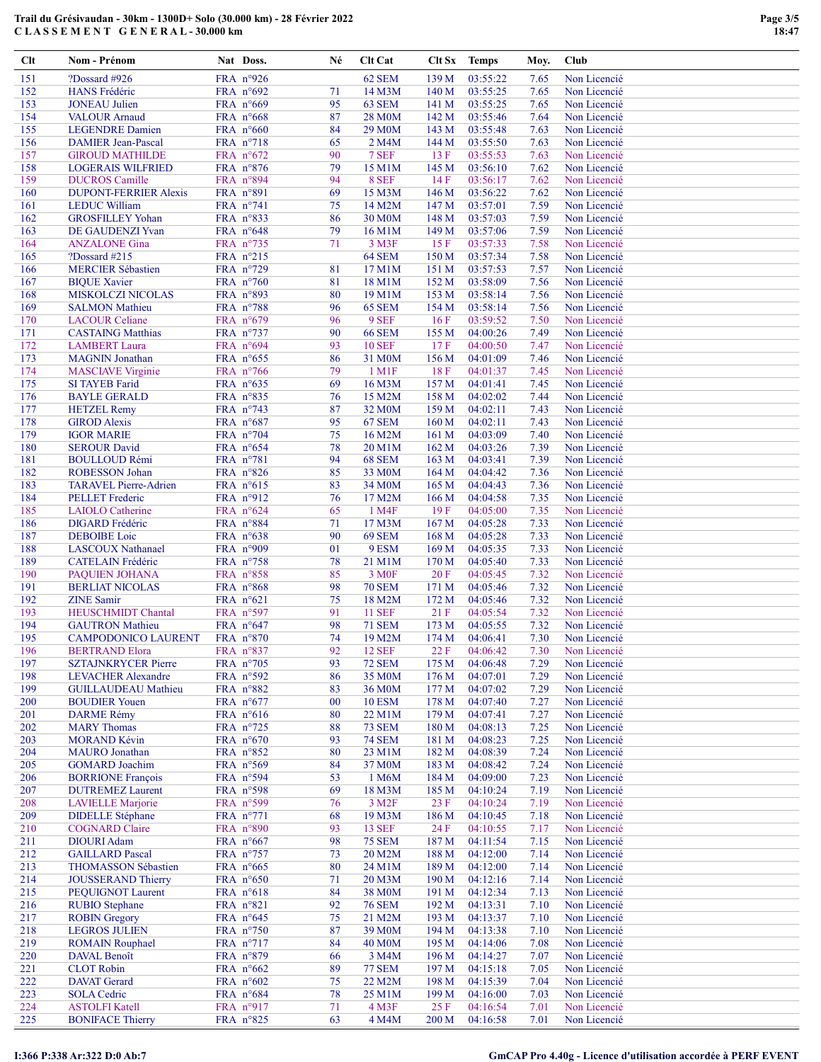# Trail du Grésivaudan - 30km - 1300D+ Solo (30.000 km) - 28 Février 2022

## CLASSEMENT GENERAL - 30.000 km

| Clt | Nom - Prénom | Nat | Doss. | Né | Clt Cat | Clt Sx | Temps | Moy. | Club |
|---|---|---|---|---|---|---|---|---|---|
| 151 | ?Dossard #926 | FRA | n°926 | | 62 SEM | 139 M | 03:55:22 | 7.65 | Non Licencié |
| 152 | HANS Frédéric | FRA | n°692 | 71 | 14 M3M | 140 M | 03:55:25 | 7.65 | Non Licencié |
| 153 | JONEAU Julien | FRA | n°669 | 95 | 63 SEM | 141 M | 03:55:25 | 7.65 | Non Licencié |
| 154 | VALOUR Arnaud | FRA | n°668 | 87 | 28 M0M | 142 M | 03:55:46 | 7.64 | Non Licencié |
| 155 | LEGENDRE Damien | FRA | n°660 | 84 | 29 M0M | 143 M | 03:55:48 | 7.63 | Non Licencié |
| 156 | DAMIER Jean-Pascal | FRA | n°718 | 65 | 2 M4M | 144 M | 03:55:50 | 7.63 | Non Licencié |
| 157 | GIROUD MATHILDE | FRA | n°672 | 90 | 7 SEF | 13 F | 03:55:53 | 7.63 | Non Licencié |
| 158 | LOGERAIS WILFRIED | FRA | n°876 | 79 | 15 M1M | 145 M | 03:56:10 | 7.62 | Non Licencié |
| 159 | DUCROS Camille | FRA | n°894 | 94 | 8 SEF | 14 F | 03:56:17 | 7.62 | Non Licencié |
| 160 | DUPONT-FERRIER Alexis | FRA | n°891 | 69 | 15 M3M | 146 M | 03:56:22 | 7.62 | Non Licencié |
| 161 | LEDUC William | FRA | n°741 | 75 | 14 M2M | 147 M | 03:57:01 | 7.59 | Non Licencié |
| 162 | GROSFILLEY Yohan | FRA | n°833 | 86 | 30 M0M | 148 M | 03:57:03 | 7.59 | Non Licencié |
| 163 | DE GAUDENZI Yvan | FRA | n°648 | 79 | 16 M1M | 149 M | 03:57:06 | 7.59 | Non Licencié |
| 164 | ANZALONE Gina | FRA | n°735 | 71 | 3 M3F | 15 F | 03:57:33 | 7.58 | Non Licencié |
| 165 | ?Dossard #215 | FRA | n°215 | | 64 SEM | 150 M | 03:57:34 | 7.58 | Non Licencié |
| 166 | MERCIER Sébastien | FRA | n°729 | 81 | 17 M1M | 151 M | 03:57:53 | 7.57 | Non Licencié |
| 167 | BIQUE Xavier | FRA | n°760 | 81 | 18 M1M | 152 M | 03:58:09 | 7.56 | Non Licencié |
| 168 | MISKOLCZI NICOLAS | FRA | n°893 | 80 | 19 M1M | 153 M | 03:58:14 | 7.56 | Non Licencié |
| 169 | SALMON Mathieu | FRA | n°788 | 96 | 65 SEM | 154 M | 03:58:14 | 7.56 | Non Licencié |
| 170 | LACOUR Celiane | FRA | n°679 | 96 | 9 SEF | 16 F | 03:59:52 | 7.50 | Non Licencié |
| 171 | CASTAING Matthias | FRA | n°737 | 90 | 66 SEM | 155 M | 04:00:26 | 7.49 | Non Licencié |
| 172 | LAMBERT Laura | FRA | n°694 | 93 | 10 SEF | 17 F | 04:00:50 | 7.47 | Non Licencié |
| 173 | MAGNIN Jonathan | FRA | n°655 | 86 | 31 M0M | 156 M | 04:01:09 | 7.46 | Non Licencié |
| 174 | MASCIAVE Virginie | FRA | n°766 | 79 | 1 M1F | 18 F | 04:01:37 | 7.45 | Non Licencié |
| 175 | SI TAYEB Farid | FRA | n°635 | 69 | 16 M3M | 157 M | 04:01:41 | 7.45 | Non Licencié |
| 176 | BAYLE GERALD | FRA | n°835 | 76 | 15 M2M | 158 M | 04:02:02 | 7.44 | Non Licencié |
| 177 | HETZEL Remy | FRA | n°743 | 87 | 32 M0M | 159 M | 04:02:11 | 7.43 | Non Licencié |
| 178 | GIROD Alexis | FRA | n°687 | 95 | 67 SEM | 160 M | 04:02:11 | 7.43 | Non Licencié |
| 179 | IGOR MARIE | FRA | n°704 | 75 | 16 M2M | 161 M | 04:03:09 | 7.40 | Non Licencié |
| 180 | SEROUR David | FRA | n°654 | 78 | 20 M1M | 162 M | 04:03:26 | 7.39 | Non Licencié |
| 181 | BOULLOUD Rémi | FRA | n°781 | 94 | 68 SEM | 163 M | 04:03:41 | 7.39 | Non Licencié |
| 182 | ROBESSON Johan | FRA | n°826 | 85 | 33 M0M | 164 M | 04:04:42 | 7.36 | Non Licencié |
| 183 | TARAVEL Pierre-Adrien | FRA | n°615 | 83 | 34 M0M | 165 M | 04:04:43 | 7.36 | Non Licencié |
| 184 | PELLET Frederic | FRA | n°912 | 76 | 17 M2M | 166 M | 04:04:58 | 7.35 | Non Licencié |
| 185 | LAIOLO Catherine | FRA | n°624 | 65 | 1 M4F | 19 F | 04:05:00 | 7.35 | Non Licencié |
| 186 | DIGARD Frédéric | FRA | n°884 | 71 | 17 M3M | 167 M | 04:05:28 | 7.33 | Non Licencié |
| 187 | DEBOIBE Loic | FRA | n°638 | 90 | 69 SEM | 168 M | 04:05:28 | 7.33 | Non Licencié |
| 188 | LASCOUX Nathanael | FRA | n°909 | 01 | 9 ESM | 169 M | 04:05:35 | 7.33 | Non Licencié |
| 189 | CATELAIN Frédéric | FRA | n°758 | 78 | 21 M1M | 170 M | 04:05:40 | 7.33 | Non Licencié |
| 190 | PAQUIEN JOHANA | FRA | n°858 | 85 | 3 M0F | 20 F | 04:05:45 | 7.32 | Non Licencié |
| 191 | BERLIAT NICOLAS | FRA | n°868 | 98 | 70 SEM | 171 M | 04:05:46 | 7.32 | Non Licencié |
| 192 | ZINE Samir | FRA | n°621 | 75 | 18 M2M | 172 M | 04:05:46 | 7.32 | Non Licencié |
| 193 | HEUSCHMIDT Chantal | FRA | n°597 | 91 | 11 SEF | 21 F | 04:05:54 | 7.32 | Non Licencié |
| 194 | GAUTRON Mathieu | FRA | n°647 | 98 | 71 SEM | 173 M | 04:05:55 | 7.32 | Non Licencié |
| 195 | CAMPODONICO LAURENT | FRA | n°870 | 74 | 19 M2M | 174 M | 04:06:41 | 7.30 | Non Licencié |
| 196 | BERTRAND Elora | FRA | n°837 | 92 | 12 SEF | 22 F | 04:06:42 | 7.30 | Non Licencié |
| 197 | SZTAJNKRYCER Pierre | FRA | n°705 | 93 | 72 SEM | 175 M | 04:06:48 | 7.29 | Non Licencié |
| 198 | LEVACHER Alexandre | FRA | n°592 | 86 | 35 M0M | 176 M | 04:07:01 | 7.29 | Non Licencié |
| 199 | GUILLAUDEAU Mathieu | FRA | n°882 | 83 | 36 M0M | 177 M | 04:07:02 | 7.29 | Non Licencié |
| 200 | BOUDIER Youen | FRA | n°677 | 00 | 10 ESM | 178 M | 04:07:40 | 7.27 | Non Licencié |
| 201 | DARME Rémy | FRA | n°616 | 80 | 22 M1M | 179 M | 04:07:41 | 7.27 | Non Licencié |
| 202 | MARY Thomas | FRA | n°725 | 88 | 73 SEM | 180 M | 04:08:13 | 7.25 | Non Licencié |
| 203 | MORAND Kévin | FRA | n°670 | 93 | 74 SEM | 181 M | 04:08:23 | 7.25 | Non Licencié |
| 204 | MAURO Jonathan | FRA | n°852 | 80 | 23 M1M | 182 M | 04:08:39 | 7.24 | Non Licencié |
| 205 | GOMARD Joachim | FRA | n°569 | 84 | 37 M0M | 183 M | 04:08:42 | 7.24 | Non Licencié |
| 206 | BORRIONE François | FRA | n°594 | 53 | 1 M6M | 184 M | 04:09:00 | 7.23 | Non Licencié |
| 207 | DUTREMEZ Laurent | FRA | n°598 | 69 | 18 M3M | 185 M | 04:10:24 | 7.19 | Non Licencié |
| 208 | LAVIELLE Marjorie | FRA | n°599 | 76 | 3 M2F | 23 F | 04:10:24 | 7.19 | Non Licencié |
| 209 | DIDELLE Stéphane | FRA | n°771 | 68 | 19 M3M | 186 M | 04:10:45 | 7.18 | Non Licencié |
| 210 | COGNARD Claire | FRA | n°890 | 93 | 13 SEF | 24 F | 04:10:55 | 7.17 | Non Licencié |
| 211 | DIOURI Adam | FRA | n°667 | 98 | 75 SEM | 187 M | 04:11:54 | 7.15 | Non Licencié |
| 212 | GAILLARD Pascal | FRA | n°757 | 73 | 20 M2M | 188 M | 04:12:00 | 7.14 | Non Licencié |
| 213 | THOMASSON Sébastien | FRA | n°665 | 80 | 24 M1M | 189 M | 04:12:00 | 7.14 | Non Licencié |
| 214 | JOUSSERAND Thierry | FRA | n°650 | 71 | 20 M3M | 190 M | 04:12:16 | 7.14 | Non Licencié |
| 215 | PEQUIGNOT Laurent | FRA | n°618 | 84 | 38 M0M | 191 M | 04:12:34 | 7.13 | Non Licencié |
| 216 | RUBIO Stephane | FRA | n°821 | 92 | 76 SEM | 192 M | 04:13:31 | 7.10 | Non Licencié |
| 217 | ROBIN Gregory | FRA | n°645 | 75 | 21 M2M | 193 M | 04:13:37 | 7.10 | Non Licencié |
| 218 | LEGROS JULIEN | FRA | n°750 | 87 | 39 M0M | 194 M | 04:13:38 | 7.10 | Non Licencié |
| 219 | ROMAIN Rouphael | FRA | n°717 | 84 | 40 M0M | 195 M | 04:14:06 | 7.08 | Non Licencié |
| 220 | DAVAL Benoît | FRA | n°879 | 66 | 3 M4M | 196 M | 04:14:27 | 7.07 | Non Licencié |
| 221 | CLOT Robin | FRA | n°662 | 89 | 77 SEM | 197 M | 04:15:18 | 7.05 | Non Licencié |
| 222 | DAVAT Gerard | FRA | n°602 | 75 | 22 M2M | 198 M | 04:15:39 | 7.04 | Non Licencié |
| 223 | SOLA Cedric | FRA | n°684 | 78 | 25 M1M | 199 M | 04:16:00 | 7.03 | Non Licencié |
| 224 | ASTOLFI Katell | FRA | n°917 | 71 | 4 M3F | 25 F | 04:16:54 | 7.01 | Non Licencié |
| 225 | BONIFACE Thierry | FRA | n°825 | 63 | 4 M4M | 200 M | 04:16:58 | 7.01 | Non Licencié |

I:366 P:338 Ar:322 D:0 Ab:7

GmCAP Pro 4.40g - Licence d'utilisation accordée à PERF EVENT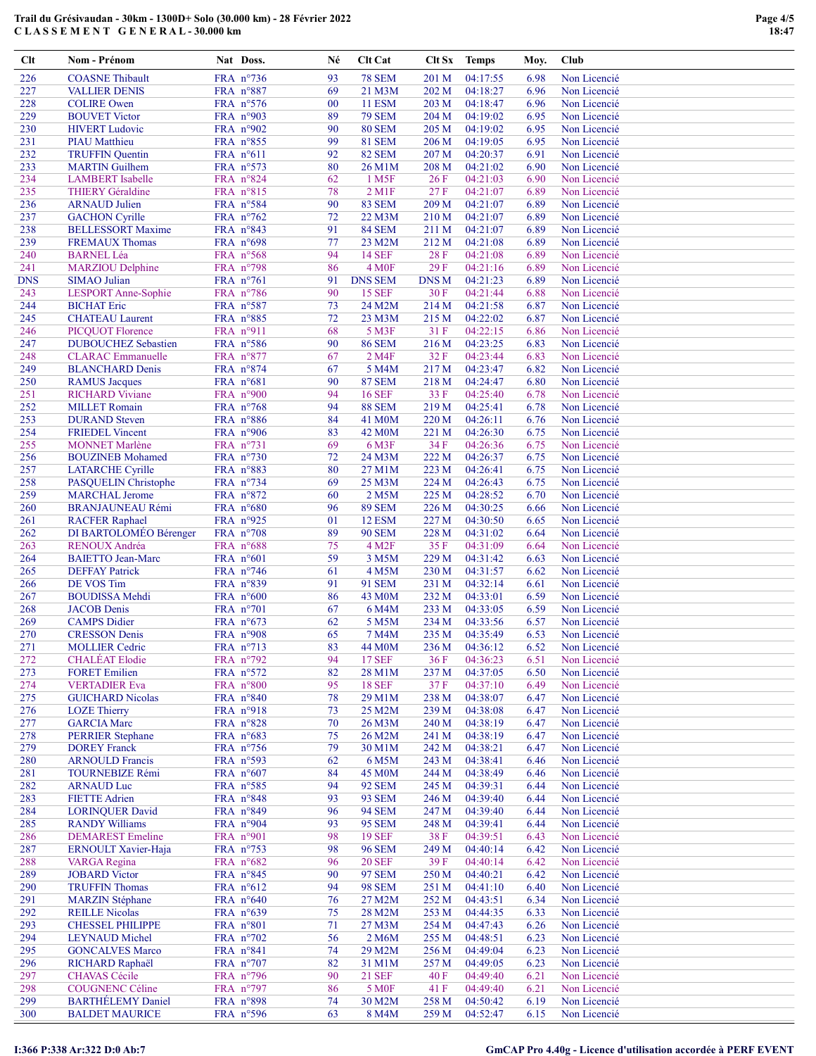# Trail du Grésivaudan - 30km - 1300D+ Solo (30.000 km) - 28 Février 2022

## CLASSEMENT GENERAL - 30.000 km

| Clt | Nom - Prénom | Nat | Doss. | Né | Clt Cat | Clt Sx | Temps | Moy. | Club |
|---|---|---|---|---|---|---|---|---|---|
| 226 | COASNE Thibault | FRA | n°736 | 93 | 78 SEM | 201 M | 04:17:55 | 6.98 | Non Licencié |
| 227 | VALLIER DENIS | FRA | n°887 | 69 | 21 M3M | 202 M | 04:18:27 | 6.96 | Non Licencié |
| 228 | COLIRE Owen | FRA | n°576 | 00 | 11 ESM | 203 M | 04:18:47 | 6.96 | Non Licencié |
| 229 | BOUVET Victor | FRA | n°903 | 89 | 79 SEM | 204 M | 04:19:02 | 6.95 | Non Licencié |
| 230 | HIVERT Ludovic | FRA | n°902 | 90 | 80 SEM | 205 M | 04:19:02 | 6.95 | Non Licencié |
| 231 | PIAU Matthieu | FRA | n°855 | 99 | 81 SEM | 206 M | 04:19:05 | 6.95 | Non Licencié |
| 232 | TRUFFIN Quentin | FRA | n°611 | 92 | 82 SEM | 207 M | 04:20:37 | 6.91 | Non Licencié |
| 233 | MARTIN Guilhem | FRA | n°573 | 80 | 26 M1M | 208 M | 04:21:02 | 6.90 | Non Licencié |
| 234 | LAMBERT Isabelle | FRA | n°824 | 62 | 1 M5F | 26 F | 04:21:03 | 6.90 | Non Licencié |
| 235 | THIERY Géraldine | FRA | n°815 | 78 | 2 M1F | 27 F | 04:21:07 | 6.89 | Non Licencié |
| 236 | ARNAUD Julien | FRA | n°584 | 90 | 83 SEM | 209 M | 04:21:07 | 6.89 | Non Licencié |
| 237 | GACHON Cyrille | FRA | n°762 | 72 | 22 M3M | 210 M | 04:21:07 | 6.89 | Non Licencié |
| 238 | BELLESSORT Maxime | FRA | n°843 | 91 | 84 SEM | 211 M | 04:21:07 | 6.89 | Non Licencié |
| 239 | FREMAUX Thomas | FRA | n°698 | 77 | 23 M2M | 212 M | 04:21:08 | 6.89 | Non Licencié |
| 240 | BARNEL Léa | FRA | n°568 | 94 | 14 SEF | 28 F | 04:21:08 | 6.89 | Non Licencié |
| 241 | MARZIOU Delphine | FRA | n°798 | 86 | 4 M0F | 29 F | 04:21:16 | 6.89 | Non Licencié |
| DNS | SIMAO Julian | FRA | n°761 | 91 | DNS SEM | DNS M | 04:21:23 | 6.89 | Non Licencié |
| 243 | LESPORT Anne-Sophie | FRA | n°786 | 90 | 15 SEF | 30 F | 04:21:44 | 6.88 | Non Licencié |
| 244 | BICHAT Eric | FRA | n°587 | 73 | 24 M2M | 214 M | 04:21:58 | 6.87 | Non Licencié |
| 245 | CHATEAU Laurent | FRA | n°885 | 72 | 23 M3M | 215 M | 04:22:02 | 6.87 | Non Licencié |
| 246 | PICQUOT Florence | FRA | n°911 | 68 | 5 M3F | 31 F | 04:22:15 | 6.86 | Non Licencié |
| 247 | DUBOUCHEZ Sebastien | FRA | n°586 | 90 | 86 SEM | 216 M | 04:23:25 | 6.83 | Non Licencié |
| 248 | CLARAC Emmanuelle | FRA | n°877 | 67 | 2 M4F | 32 F | 04:23:44 | 6.83 | Non Licencié |
| 249 | BLANCHARD Denis | FRA | n°874 | 67 | 5 M4M | 217 M | 04:23:47 | 6.82 | Non Licencié |
| 250 | RAMUS Jacques | FRA | n°681 | 90 | 87 SEM | 218 M | 04:24:47 | 6.80 | Non Licencié |
| 251 | RICHARD Viviane | FRA | n°900 | 94 | 16 SEF | 33 F | 04:25:40 | 6.78 | Non Licencié |
| 252 | MILLET Romain | FRA | n°768 | 94 | 88 SEM | 219 M | 04:25:41 | 6.78 | Non Licencié |
| 253 | DURAND Steven | FRA | n°886 | 84 | 41 M0M | 220 M | 04:26:11 | 6.76 | Non Licencié |
| 254 | FRIEDEL Vincent | FRA | n°906 | 83 | 42 M0M | 221 M | 04:26:30 | 6.75 | Non Licencié |
| 255 | MONNET Marlène | FRA | n°731 | 69 | 6 M3F | 34 F | 04:26:36 | 6.75 | Non Licencié |
| 256 | BOUZINEB Mohamed | FRA | n°730 | 72 | 24 M3M | 222 M | 04:26:37 | 6.75 | Non Licencié |
| 257 | LATARCHE Cyrille | FRA | n°883 | 80 | 27 M1M | 223 M | 04:26:41 | 6.75 | Non Licencié |
| 258 | PASQUELIN Christophe | FRA | n°734 | 69 | 25 M3M | 224 M | 04:26:43 | 6.75 | Non Licencié |
| 259 | MARCHAL Jerome | FRA | n°872 | 60 | 2 M5M | 225 M | 04:28:52 | 6.70 | Non Licencié |
| 260 | BRANJAUNEAU Rémi | FRA | n°680 | 96 | 89 SEM | 226 M | 04:30:25 | 6.66 | Non Licencié |
| 261 | RACFER Raphael | FRA | n°925 | 01 | 12 ESM | 227 M | 04:30:50 | 6.65 | Non Licencié |
| 262 | DI BARTOLOMÉO Bérenger | FRA | n°708 | 89 | 90 SEM | 228 M | 04:31:02 | 6.64 | Non Licencié |
| 263 | RENOUX Andréa | FRA | n°688 | 75 | 4 M2F | 35 F | 04:31:09 | 6.64 | Non Licencié |
| 264 | BAIETTO Jean-Marc | FRA | n°601 | 59 | 3 M5M | 229 M | 04:31:42 | 6.63 | Non Licencié |
| 265 | DEFFAY Patrick | FRA | n°746 | 61 | 4 M5M | 230 M | 04:31:57 | 6.62 | Non Licencié |
| 266 | DE VOS Tim | FRA | n°839 | 91 | 91 SEM | 231 M | 04:32:14 | 6.61 | Non Licencié |
| 267 | BOUDISSA Mehdi | FRA | n°600 | 86 | 43 M0M | 232 M | 04:33:01 | 6.59 | Non Licencié |
| 268 | JACOB Denis | FRA | n°701 | 67 | 6 M4M | 233 M | 04:33:05 | 6.59 | Non Licencié |
| 269 | CAMPS Didier | FRA | n°673 | 62 | 5 M5M | 234 M | 04:33:56 | 6.57 | Non Licencié |
| 270 | CRESSON Denis | FRA | n°908 | 65 | 7 M4M | 235 M | 04:35:49 | 6.53 | Non Licencié |
| 271 | MOLLIER Cedric | FRA | n°713 | 83 | 44 M0M | 236 M | 04:36:12 | 6.52 | Non Licencié |
| 272 | CHALÉAT Elodie | FRA | n°792 | 94 | 17 SEF | 36 F | 04:36:23 | 6.51 | Non Licencié |
| 273 | FORET Emilien | FRA | n°572 | 82 | 28 M1M | 237 M | 04:37:05 | 6.50 | Non Licencié |
| 274 | VERTADIER Eva | FRA | n°800 | 95 | 18 SEF | 37 F | 04:37:10 | 6.49 | Non Licencié |
| 275 | GUICHARD Nicolas | FRA | n°840 | 78 | 29 M1M | 238 M | 04:38:07 | 6.47 | Non Licencié |
| 276 | LOZE Thierry | FRA | n°918 | 73 | 25 M2M | 239 M | 04:38:08 | 6.47 | Non Licencié |
| 277 | GARCIA Marc | FRA | n°828 | 70 | 26 M3M | 240 M | 04:38:19 | 6.47 | Non Licencié |
| 278 | PERRIER Stephane | FRA | n°683 | 75 | 26 M2M | 241 M | 04:38:19 | 6.47 | Non Licencié |
| 279 | DOREY Franck | FRA | n°756 | 79 | 30 M1M | 242 M | 04:38:21 | 6.47 | Non Licencié |
| 280 | ARNOULD Francis | FRA | n°593 | 62 | 6 M5M | 243 M | 04:38:41 | 6.46 | Non Licencié |
| 281 | TOURNEBIZE Rémi | FRA | n°607 | 84 | 45 M0M | 244 M | 04:38:49 | 6.46 | Non Licencié |
| 282 | ARNAUD Luc | FRA | n°585 | 94 | 92 SEM | 245 M | 04:39:31 | 6.44 | Non Licencié |
| 283 | FIETTE Adrien | FRA | n°848 | 93 | 93 SEM | 246 M | 04:39:40 | 6.44 | Non Licencié |
| 284 | LORINQUER David | FRA | n°849 | 96 | 94 SEM | 247 M | 04:39:40 | 6.44 | Non Licencié |
| 285 | RANDY Williams | FRA | n°904 | 93 | 95 SEM | 248 M | 04:39:41 | 6.44 | Non Licencié |
| 286 | DEMAREST Emeline | FRA | n°901 | 98 | 19 SEF | 38 F | 04:39:51 | 6.43 | Non Licencié |
| 287 | ERNOULT Xavier-Haja | FRA | n°753 | 98 | 96 SEM | 249 M | 04:40:14 | 6.42 | Non Licencié |
| 288 | VARGA Regina | FRA | n°682 | 96 | 20 SEF | 39 F | 04:40:14 | 6.42 | Non Licencié |
| 289 | JOBARD Victor | FRA | n°845 | 90 | 97 SEM | 250 M | 04:40:21 | 6.42 | Non Licencié |
| 290 | TRUFFIN Thomas | FRA | n°612 | 94 | 98 SEM | 251 M | 04:41:10 | 6.40 | Non Licencié |
| 291 | MARZIN Stéphane | FRA | n°640 | 76 | 27 M2M | 252 M | 04:43:51 | 6.34 | Non Licencié |
| 292 | REILLE Nicolas | FRA | n°639 | 75 | 28 M2M | 253 M | 04:44:35 | 6.33 | Non Licencié |
| 293 | CHESSEL PHILIPPE | FRA | n°801 | 71 | 27 M3M | 254 M | 04:47:43 | 6.26 | Non Licencié |
| 294 | LEYNAUD Michel | FRA | n°702 | 56 | 2 M6M | 255 M | 04:48:51 | 6.23 | Non Licencié |
| 295 | GONCALVES Marco | FRA | n°841 | 74 | 29 M2M | 256 M | 04:49:04 | 6.23 | Non Licencié |
| 296 | RICHARD Raphaël | FRA | n°707 | 82 | 31 M1M | 257 M | 04:49:05 | 6.23 | Non Licencié |
| 297 | CHAVAS Cécile | FRA | n°796 | 90 | 21 SEF | 40 F | 04:49:40 | 6.21 | Non Licencié |
| 298 | COUGNENC Céline | FRA | n°797 | 86 | 5 M0F | 41 F | 04:49:40 | 6.21 | Non Licencié |
| 299 | BARTHÉLEMY Daniel | FRA | n°898 | 74 | 30 M2M | 258 M | 04:50:42 | 6.19 | Non Licencié |
| 300 | BALDET MAURICE | FRA | n°596 | 63 | 8 M4M | 259 M | 04:52:47 | 6.15 | Non Licencié |

I:366 P:338 Ar:322 D:0 Ab:7

GmCAP Pro 4.40g - Licence d'utilisation accordée à PERF EVENT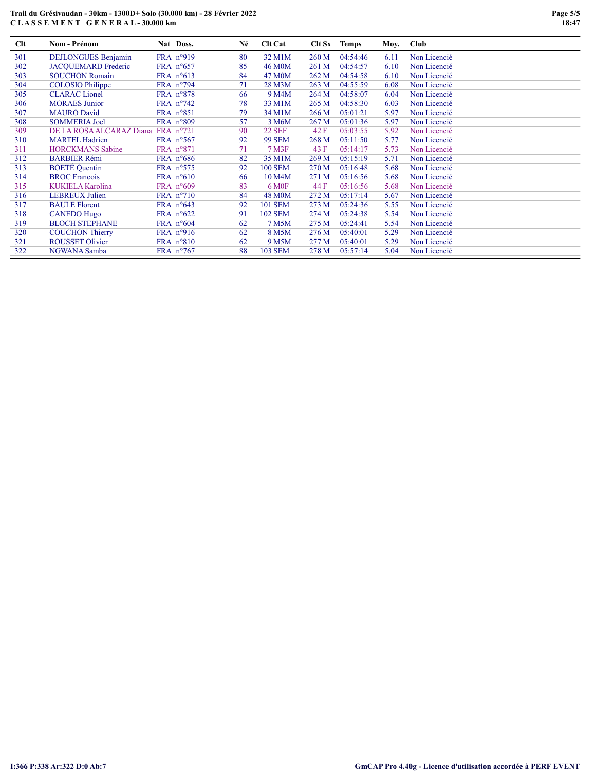**Trail du Grésivaudan - 30km - 1300D+ Solo (30.000 km) - 28 Février 2022**
**C L A S S E M E N T   G E N E R A L - 30.000 km**

| Clt | Nom - Prénom | Nat | Doss. | Né | Clt Cat | Clt Sx | Temps | Moy. | Club |
|---|---|---|---|---|---|---|---|---|---|
| 301 | DEJLONGUES Benjamin | FRA | n°919 | 80 | 32 M1M | 260 M | 04:54:46 | 6.11 | Non Licencié |
| 302 | JACQUEMARD Frederic | FRA | n°657 | 85 | 46 M0M | 261 M | 04:54:57 | 6.10 | Non Licencié |
| 303 | SOUCHON Romain | FRA | n°613 | 84 | 47 M0M | 262 M | 04:54:58 | 6.10 | Non Licencié |
| 304 | COLOSIO Philippe | FRA | n°794 | 71 | 28 M3M | 263 M | 04:55:59 | 6.08 | Non Licencié |
| 305 | CLARAC Lionel | FRA | n°878 | 66 | 9 M4M | 264 M | 04:58:07 | 6.04 | Non Licencié |
| 306 | MORAES Junior | FRA | n°742 | 78 | 33 M1M | 265 M | 04:58:30 | 6.03 | Non Licencié |
| 307 | MAURO David | FRA | n°851 | 79 | 34 M1M | 266 M | 05:01:21 | 5.97 | Non Licencié |
| 308 | SOMMERIA Joel | FRA | n°809 | 57 | 3 M6M | 267 M | 05:01:36 | 5.97 | Non Licencié |
| 309 | DE LA ROSA ALCARAZ Diana | FRA | n°721 | 90 | 22 SEF | 42 F | 05:03:55 | 5.92 | Non Licencié |
| 310 | MARTEL Hadrien | FRA | n°567 | 92 | 99 SEM | 268 M | 05:11:50 | 5.77 | Non Licencié |
| 311 | HORCKMANS Sabine | FRA | n°871 | 71 | 7 M3F | 43 F | 05:14:17 | 5.73 | Non Licencié |
| 312 | BARBIER Rémi | FRA | n°686 | 82 | 35 M1M | 269 M | 05:15:19 | 5.71 | Non Licencié |
| 313 | BOETÉ Quentin | FRA | n°575 | 92 | 100 SEM | 270 M | 05:16:48 | 5.68 | Non Licencié |
| 314 | BROC Francois | FRA | n°610 | 66 | 10 M4M | 271 M | 05:16:56 | 5.68 | Non Licencié |
| 315 | KUKIELA Karolina | FRA | n°609 | 83 | 6 M0F | 44 F | 05:16:56 | 5.68 | Non Licencié |
| 316 | LEBREUX Julien | FRA | n°710 | 84 | 48 M0M | 272 M | 05:17:14 | 5.67 | Non Licencié |
| 317 | BAULE Florent | FRA | n°643 | 92 | 101 SEM | 273 M | 05:24:36 | 5.55 | Non Licencié |
| 318 | CANEDO Hugo | FRA | n°622 | 91 | 102 SEM | 274 M | 05:24:38 | 5.54 | Non Licencié |
| 319 | BLOCH STEPHANE | FRA | n°604 | 62 | 7 M5M | 275 M | 05:24:41 | 5.54 | Non Licencié |
| 320 | COUCHON Thierry | FRA | n°916 | 62 | 8 M5M | 276 M | 05:40:01 | 5.29 | Non Licencié |
| 321 | ROUSSET Olivier | FRA | n°810 | 62 | 9 M5M | 277 M | 05:40:01 | 5.29 | Non Licencié |
| 322 | NGWANA Samba | FRA | n°767 | 88 | 103 SEM | 278 M | 05:57:14 | 5.04 | Non Licencié |

I:366 P:338 Ar:322 D:0 Ab:7

GmCAP Pro 4.40g - Licence d'utilisation accordée à PERF EVENT